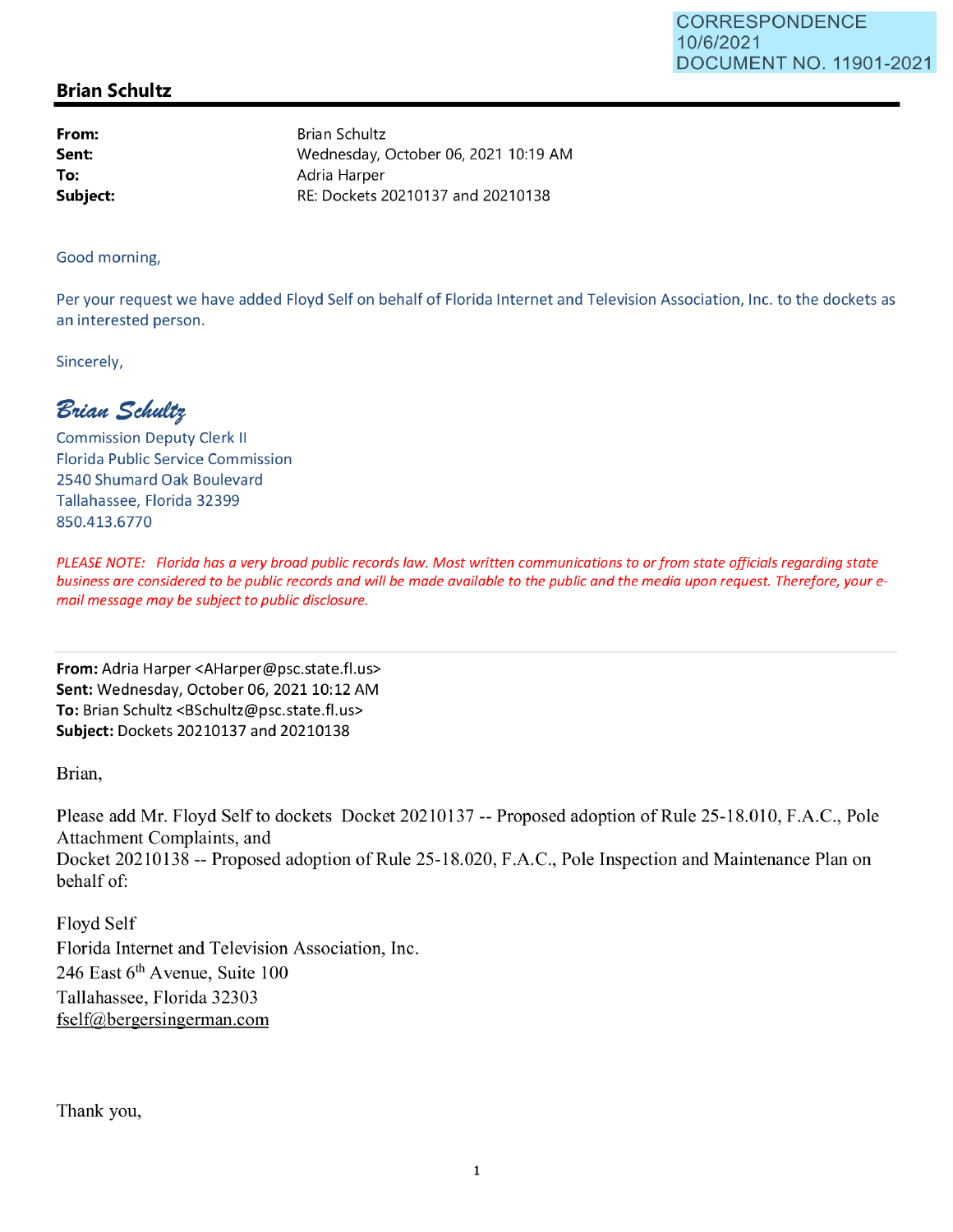CORRESPONDENCE
10/6/2021
DOCUMENT NO. 11901-2021

## Brian Schultz

| | |
|---|---|
| **From:** | Brian Schultz |
| **Sent:** | Wednesday, October 06, 2021 10:19 AM |
| **To:** | Adria Harper |
| **Subject:** | RE: Dockets 20210137 and 20210138 |

Good morning,

Per your request we have added Floyd Self on behalf of Florida Internet and Television Association, Inc. to the dockets as an interested person.

Sincerely,

*Brian Schultz*
Commission Deputy Clerk II
Florida Public Service Commission
2540 Shumard Oak Boulevard
Tallahassee, Florida 32399
850.413.6770

*PLEASE NOTE: Florida has a very broad public records law. Most written communications to or from state officials regarding state business are considered to be public records and will be made available to the public and the media upon request. Therefore, your e-mail message may be subject to public disclosure.*

---

**From:** Adria Harper <AHarper@psc.state.fl.us>
**Sent:** Wednesday, October 06, 2021 10:12 AM
**To:** Brian Schultz <BSchultz@psc.state.fl.us>
**Subject:** Dockets 20210137 and 20210138

Brian,

Please add Mr. Floyd Self to dockets Docket 20210137 -- Proposed adoption of Rule 25-18.010, F.A.C., Pole Attachment Complaints, and
Docket 20210138 -- Proposed adoption of Rule 25-18.020, F.A.C., Pole Inspection and Maintenance Plan on behalf of:

Floyd Self
Florida Internet and Television Association, Inc.
246 East 6th Avenue, Suite 100
Tallahassee, Florida 32303
fself@bergersingerman.com

Thank you,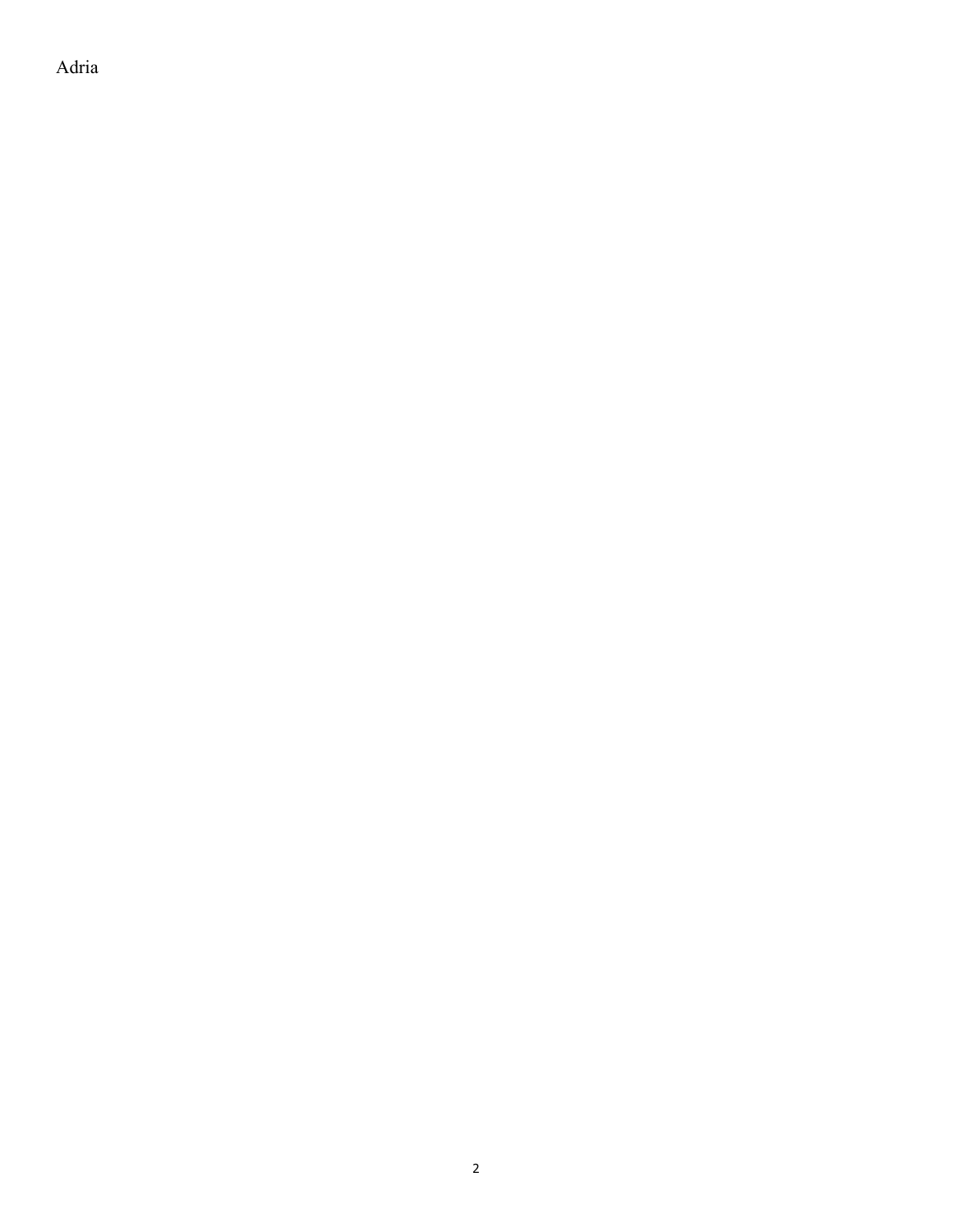Adria